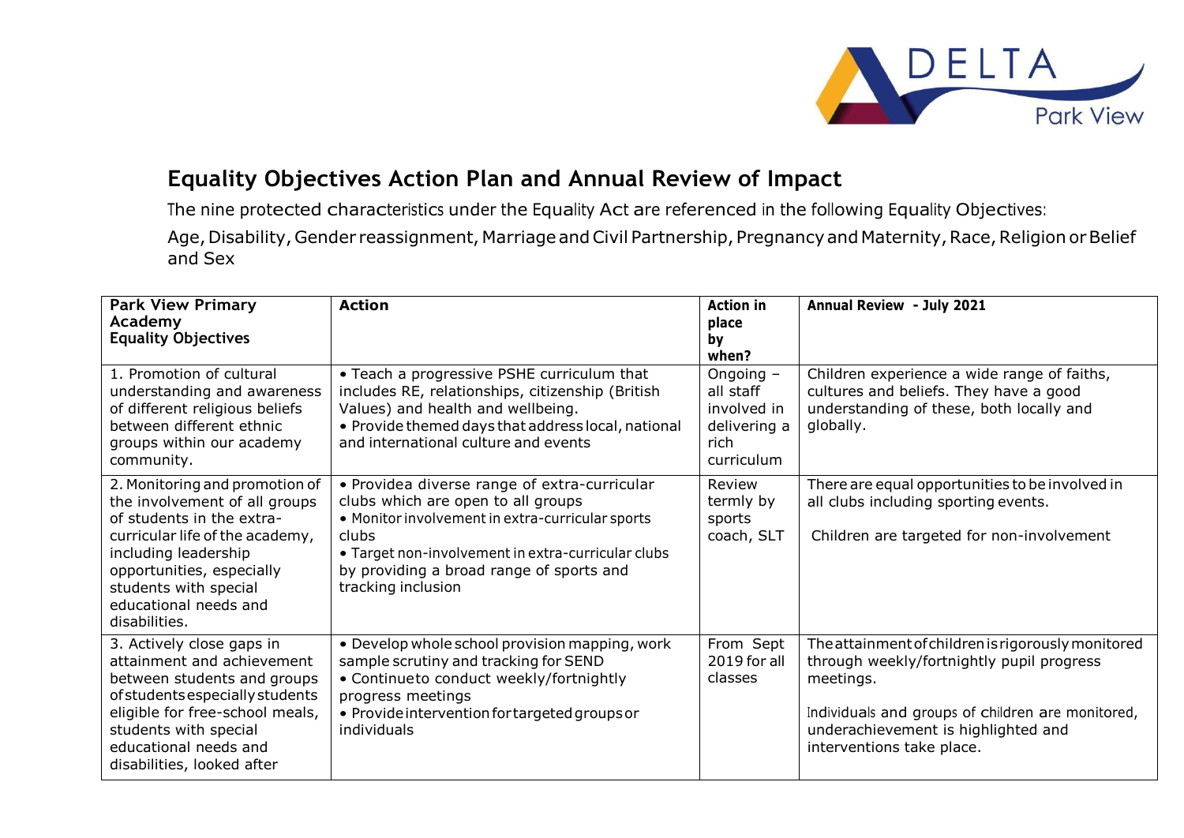# Equality Objectives Action Plan and Annual Review of Impact

The nine protected characteristics under the Equality Act are referenced in the following Equality Objectives:

Age, Disability, Gender reassignment, Marriage and Civil Partnership, Pregnancy and Maternity, Race, Religion or Belief and Sex

| Park View Primary Academy Equality Objectives | Action | Action in place by when? | Annual Review - July 2021 |
|---|---|---|---|
| 1. Promotion of cultural understanding and awareness of different religious beliefs between different ethnic groups within our academy community. | • Teach a progressive PSHE curriculum that includes RE, relationships, citizenship (British Values) and health and wellbeing.<br>• Provide themed days that address local, national and international culture and events | Ongoing – all staff involved in delivering a rich curriculum | Children experience a wide range of faiths, cultures and beliefs. They have a good understanding of these, both locally and globally. |
| 2. Monitoring and promotion of the involvement of all groups of students in the extra-curricular life of the academy, including leadership opportunities, especially students with special educational needs and disabilities. | • Providea diverse range of extra-curricular clubs which are open to all groups<br>• Monitor involvement in extra-curricular sports clubs<br>• Target non-involvement in extra-curricular clubs by providing a broad range of sports and tracking inclusion | Review termly by sports coach, SLT | There are equal opportunities to be involved in all clubs including sporting events.<br><br>Children are targeted for non-involvement |
| 3. Actively close gaps in attainment and achievement between students and groups of students especially students eligible for free-school meals, students with special educational needs and disabilities, looked after | • Develop whole school provision mapping, work sample scrutiny and tracking for SEND<br>• Continueto conduct weekly/fortnightly progress meetings<br>• Provide intervention for targeted groups or individuals | From Sept 2019 for all classes | The attainment of children is rigorously monitored through weekly/fortnightly pupil progress meetings.<br><br>Individuals and groups of children are monitored, underachievement is highlighted and interventions take place. |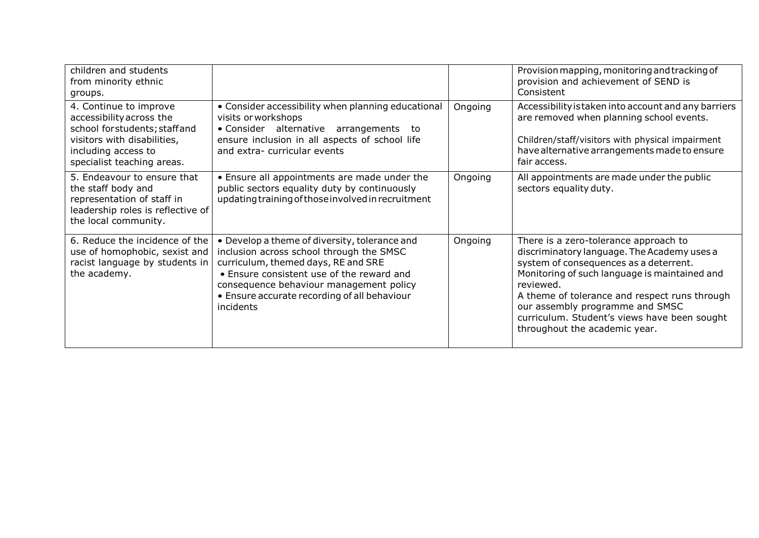| | | | |
|---|---|---|---|
| children and students from minority ethnic groups. | | | Provision mapping, monitoring and tracking of provision and achievement of SEND is Consistent |
| 4. Continue to improve accessibility across the school for students; staff and visitors with disabilities, including access to specialist teaching areas. | • Consider accessibility when planning educational visits or workshops<br>• Consider alternative arrangements to ensure inclusion in all aspects of school life and extra- curricular events | Ongoing | Accessibility is taken into account and any barriers are removed when planning school events.<br><br>Children/staff/visitors with physical impairment have alternative arrangements made to ensure fair access. |
| 5. Endeavour to ensure that the staff body and representation of staff in leadership roles is reflective of the local community. | • Ensure all appointments are made under the public sectors equality duty by continuously updating training of those involved in recruitment | Ongoing | All appointments are made under the public sectors equality duty. |
| 6. Reduce the incidence of the use of homophobic, sexist and racist language by students in the academy. | • Develop a theme of diversity, tolerance and inclusion across school through the SMSC curriculum, themed days, RE and SRE<br>• Ensure consistent use of the reward and consequence behaviour management policy<br>• Ensure accurate recording of all behaviour incidents | Ongoing | There is a zero-tolerance approach to discriminatory language. The Academy uses a system of consequences as a deterrent. Monitoring of such language is maintained and reviewed.<br>A theme of tolerance and respect runs through our assembly programme and SMSC curriculum. Student's views have been sought throughout the academic year. |